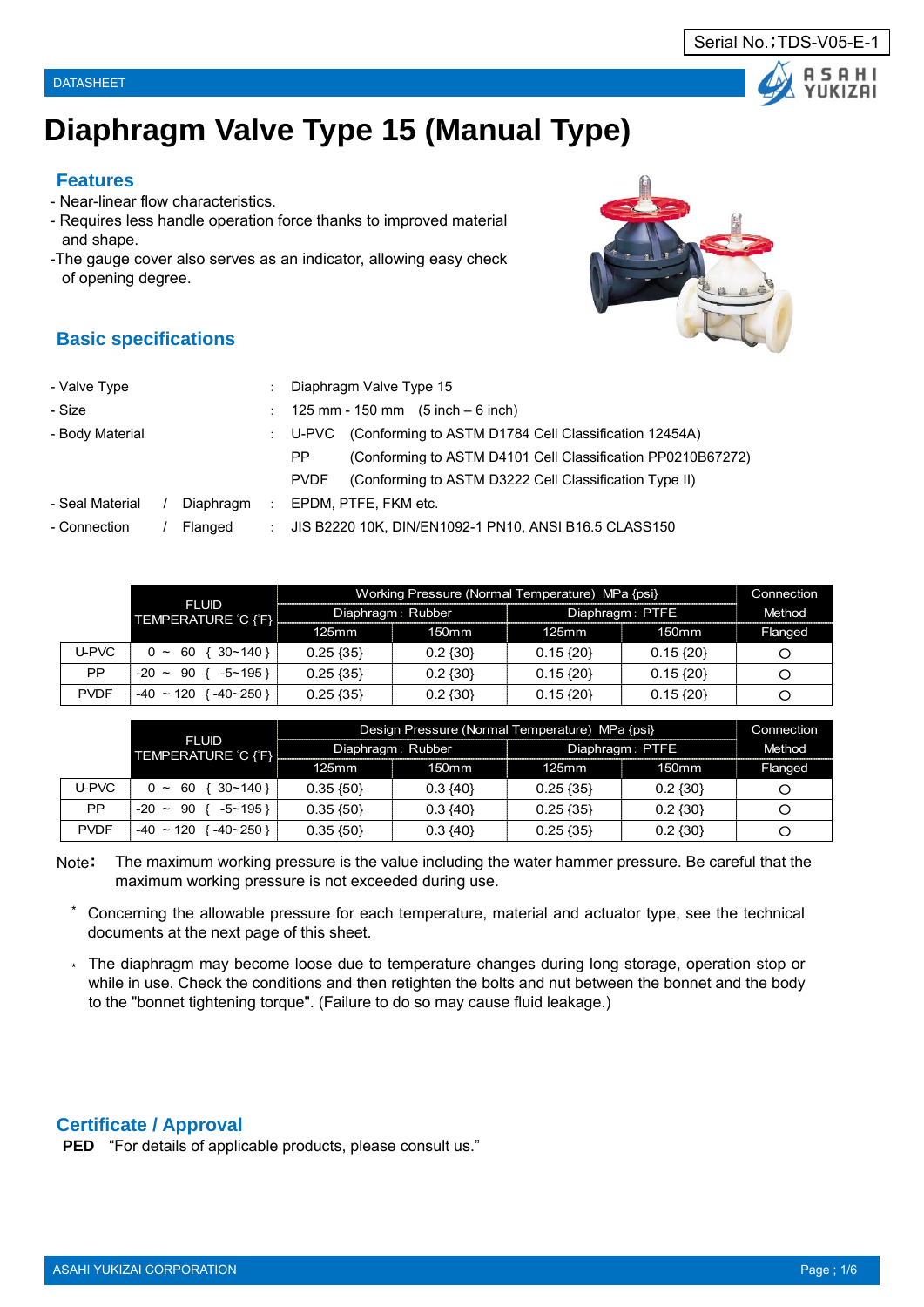Serial No.;TDS-V05-E-1

DATASHEET

# Diaphragm Valve Type 15 (Manual Type)

## Features

- Near-linear flow characteristics.
- Requires less handle operation force thanks to improved material and shape.
- The gauge cover also serves as an indicator, allowing easy check of opening degree.

## Basic specifications

| | | |
|---|---|---|
| - Valve Type | : | Diaphragm Valve Type 15 |
| - Size | : | 125 mm - 150 mm (5 inch – 6 inch) |
| - Body Material | : | U-PVC (Conforming to ASTM D1784 Cell Classification 12454A) |
| | | PP (Conforming to ASTM D4101 Cell Classification PP0210B67272) |
| | | PVDF (Conforming to ASTM D3222 Cell Classification Type II) |
| - Seal Material / Diaphragm | : | EPDM, PTFE, FKM etc. |
| - Connection / Flanged | : | JIS B2220 10K, DIN/EN1092-1 PN10, ANSI B16.5 CLASS150 |

| | FLUID TEMPERATURE ℃ {F} | Working Pressure (Normal Temperature) MPa {psi} | | | | Connection Method |
|---|---|---|---|---|---|---|
| | | Diaphragm : Rubber | | Diaphragm : PTFE | | |
| | | 125mm | 150mm | 125mm | 150mm | Flanged |
| U-PVC | 0 ~ 60 { 30~140 } | 0.25 {35} | 0.2 {30} | 0.15 {20} | 0.15 {20} | ○ |
| PP | -20 ~ 90 { -5~195 } | 0.25 {35} | 0.2 {30} | 0.15 {20} | 0.15 {20} | ○ |
| PVDF | -40 ~ 120 { -40~250 } | 0.25 {35} | 0.2 {30} | 0.15 {20} | 0.15 {20} | ○ |

| | FLUID TEMPERATURE ℃ {F} | Design Pressure (Normal Temperature) MPa {psi} | | | | Connection Method |
|---|---|---|---|---|---|---|
| | | Diaphragm : Rubber | | Diaphragm : PTFE | | |
| | | 125mm | 150mm | 125mm | 150mm | Flanged |
| U-PVC | 0 ~ 60 { 30~140 } | 0.35 {50} | 0.3 {40} | 0.25 {35} | 0.2 {30} | ○ |
| PP | -20 ~ 90 { -5~195 } | 0.35 {50} | 0.3 {40} | 0.25 {35} | 0.2 {30} | ○ |
| PVDF | -40 ~ 120 { -40~250 } | 0.35 {50} | 0.3 {40} | 0.25 {35} | 0.2 {30} | ○ |

Note: The maximum working pressure is the value including the water hammer pressure. Be careful that the maximum working pressure is not exceeded during use.

* Concerning the allowable pressure for each temperature, material and actuator type, see the technical documents at the next page of this sheet.

* The diaphragm may become loose due to temperature changes during long storage, operation stop or while in use. Check the conditions and then retighten the bolts and nut between the bonnet and the body to the "bonnet tightening torque". (Failure to do so may cause fluid leakage.)

## Certificate / Approval

**PED** "For details of applicable products, please consult us."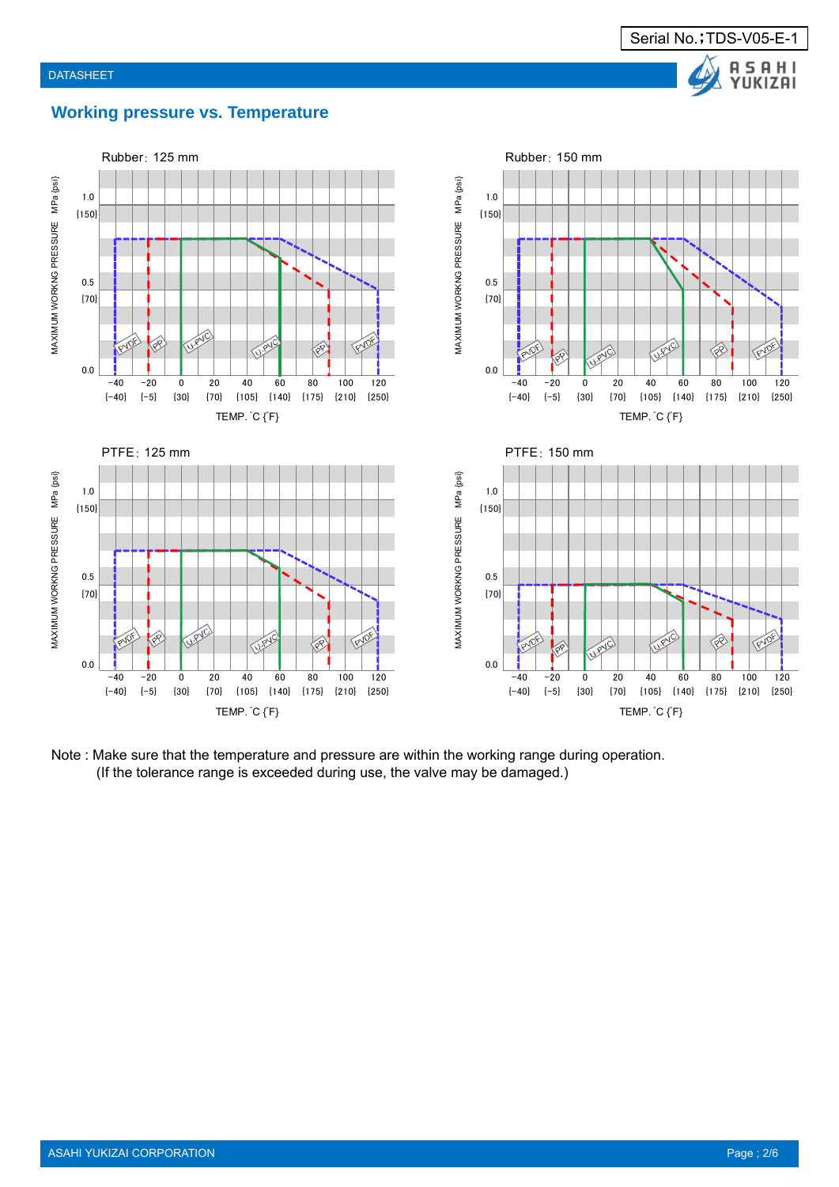Serial No.；TDS-V05-E-1

## Working pressure vs. Temperature

Rubber：125 mm

Rubber：150 mm

PTFE：125 mm

PTFE：150 mm

MAXIMUM WORKNG PRESSURE MPa {psi}

TEMP. ˚C {F}

Note : Make sure that the temperature and pressure are within the working range during operation.
(If the tolerance range is exceeded during use, the valve may be damaged.)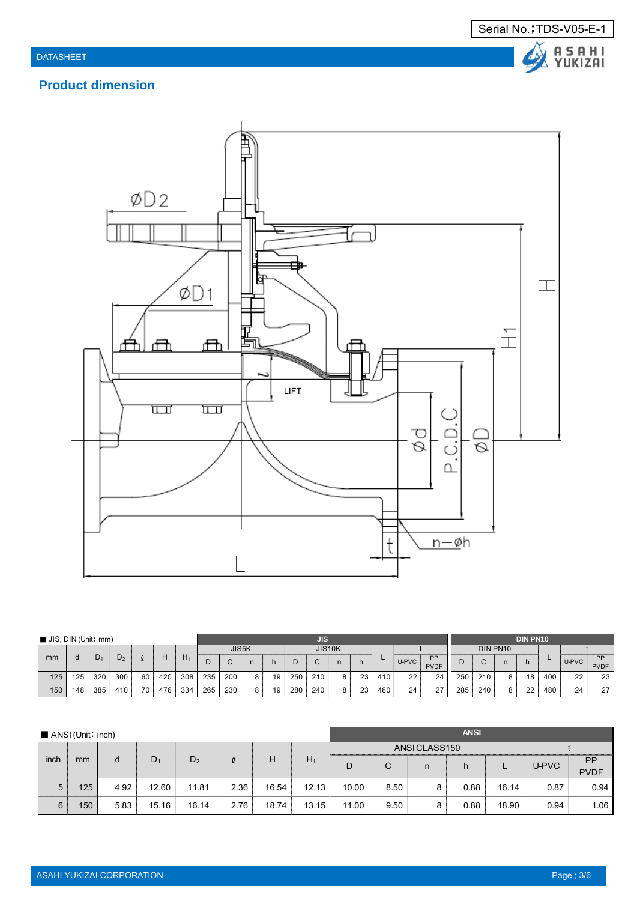Serial No.；TDS-V05-E-1

DATASHEET

## Product dimension

■ JIS, DIN (Unit: mm)

| mm | d | $D_1$ | $D_2$ | ℓ | H | $H_1$ | JIS JIS5K D | JIS5K C | JIS5K n | JIS5K h | JIS10K D | JIS10K C | JIS10K n | JIS10K h | L | t U-PVC | t PP PVDF | DIN PN10 D | DIN PN10 C | DIN PN10 n | DIN PN10 h | L | t U-PVC | t PP PVDF |
|---|---|---|---|---|---|---|---|---|---|---|---|---|---|---|---|---|---|---|---|---|---|---|---|---|
| 125 | 125 | 320 | 300 | 60 | 420 | 308 | 235 | 200 | 8 | 19 | 250 | 210 | 8 | 23 | 410 | 22 | 24 | 250 | 210 | 8 | 18 | 400 | 22 | 23 |
| 150 | 148 | 385 | 410 | 70 | 476 | 334 | 265 | 230 | 8 | 19 | 280 | 240 | 8 | 23 | 480 | 24 | 27 | 285 | 240 | 8 | 22 | 480 | 24 | 27 |

■ ANSI (Unit: inch)

| inch | mm | d | $D_1$ | $D_2$ | ℓ | H | $H_1$ | ANSI CLASS150 D | ANSI CLASS150 C | ANSI CLASS150 n | ANSI CLASS150 h | ANSI CLASS150 L | t U-PVC | t PP PVDF |
|---|---|---|---|---|---|---|---|---|---|---|---|---|---|---|
| 5 | 125 | 4.92 | 12.60 | 11.81 | 2.36 | 16.54 | 12.13 | 10.00 | 8.50 | 8 | 0.88 | 16.14 | 0.87 | 0.94 |
| 6 | 150 | 5.83 | 15.16 | 16.14 | 2.76 | 18.74 | 13.15 | 11.00 | 9.50 | 8 | 0.88 | 18.90 | 0.94 | 1.06 |

ASAHI YUKIZAI CORPORATION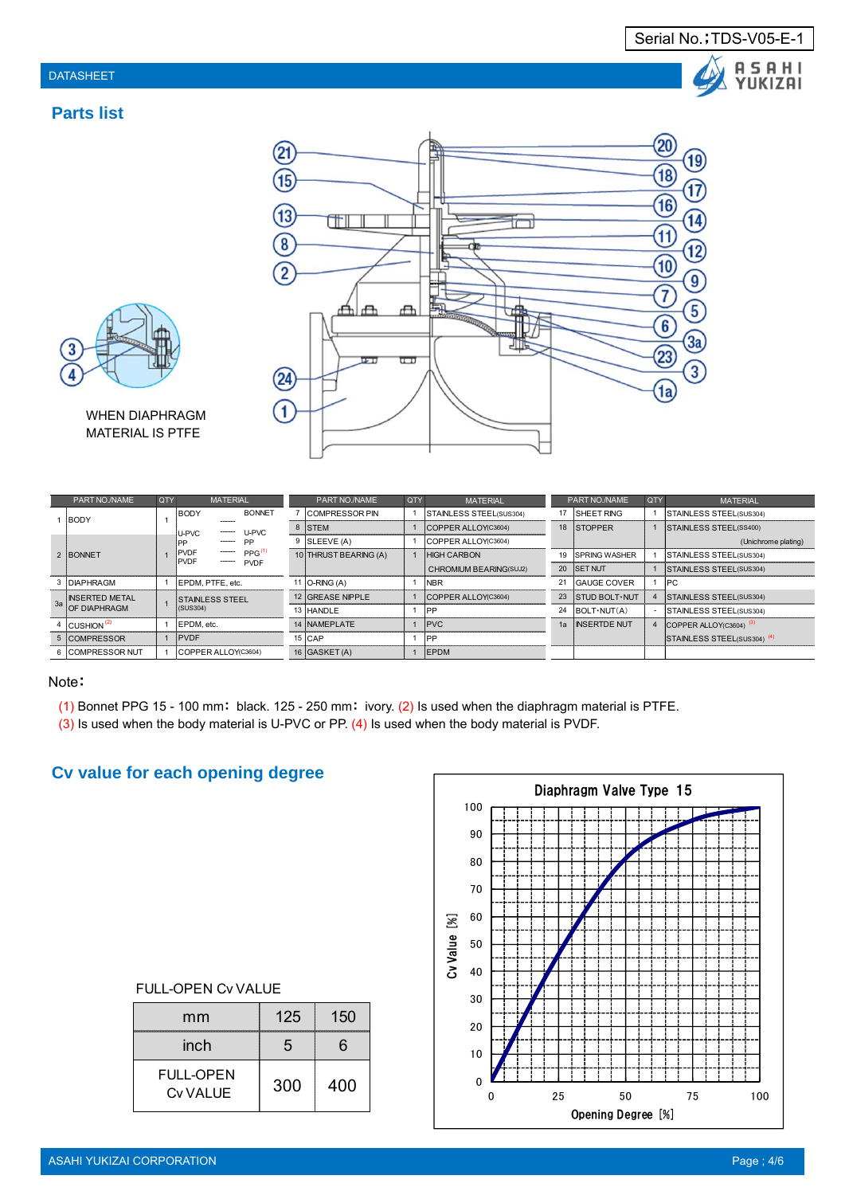Serial No.：TDS-V05-E-1

DATASHEET

## Parts list

WHEN DIAPHRAGM MATERIAL IS PTFE

| PART NO. | NAME | QTY | MATERIAL | | |
|---|---|---|---|---|---|
| 1 | BODY | 1 | BODY | ------ | BONNET |
| | | | U-PVC | ------ | U-PVC |
| 2 | BONNET | 1 | PP | ------ | PP |
| | | | PVDF | ------ | PPG (1) |
| | | | PVDF | ------ | PVDF |
| 3 | DIAPHRAGM | 1 | EPDM, PTFE, etc. | | |
| 3a | INSERTED METAL OF DIAPHRAGM | 1 | STAINLESS STEEL (SUS304) | | |
| 4 | CUSHION (2) | 1 | EPDM, etc. | | |
| 5 | COMPRESSOR | 1 | PVDF | | |
| 6 | COMPRESSOR NUT | 1 | COPPER ALLOY (C3604) | | |

| PART NO. | NAME | QTY | MATERIAL |
|---|---|---|---|
| 7 | COMPRESSOR PIN | 1 | STAINLESS STEEL (SUS304) |
| 8 | STEM | 1 | COPPER ALLOY (C3604) |
| 9 | SLEEVE (A) | 1 | COPPER ALLOY (C3604) |
| 10 | THRUST BEARING (A) | 1 | HIGH CARBON CHROMIUM BEARING (SUJ2) |
| 11 | O-RING (A) | 1 | NBR |
| 12 | GREASE NIPPLE | 1 | COPPER ALLOY (C3604) |
| 13 | HANDLE | 1 | PP |
| 14 | NAMEPLATE | 1 | PVC |
| 15 | CAP | 1 | PP |
| 16 | GASKET (A) | 1 | EPDM |

| PART NO. | NAME | QTY | MATERIAL |
|---|---|---|---|
| 17 | SHEET RING | 1 | STAINLESS STEEL (SUS304) |
| 18 | STOPPER | 1 | STAINLESS STEEL (SS400) (Unichrome plating) |
| 19 | SPRING WASHER | 1 | STAINLESS STEEL (SUS304) |
| 20 | SET NUT | 1 | STAINLESS STEEL (SUS304) |
| 21 | GAUGE COVER | 1 | PC |
| 23 | STUD BOLT・NUT | 4 | STAINLESS STEEL (SUS304) |
| 24 | BOLT・NUT(A) | - | STAINLESS STEEL (SUS304) |
| 1a | INSERTDE NUT | 4 | COPPER ALLOY (C3604) (3) STAINLESS STEEL (SUS304) (4) |

Note：

(1) Bonnet PPG 15 - 100 mm：black. 125 - 250 mm：ivory. (2) Is used when the diaphragm material is PTFE.
(3) Is used when the body material is U-PVC or PP. (4) Is used when the body material is PVDF.

## Cv value for each opening degree

FULL-OPEN Cv VALUE

| mm | 125 | 150 |
|---|---|---|
| inch | 5 | 6 |
| FULL-OPEN Cv VALUE | 300 | 400 |

Diaphragm Valve Type 15

Cv Value [%] vs. Opening Degree [%]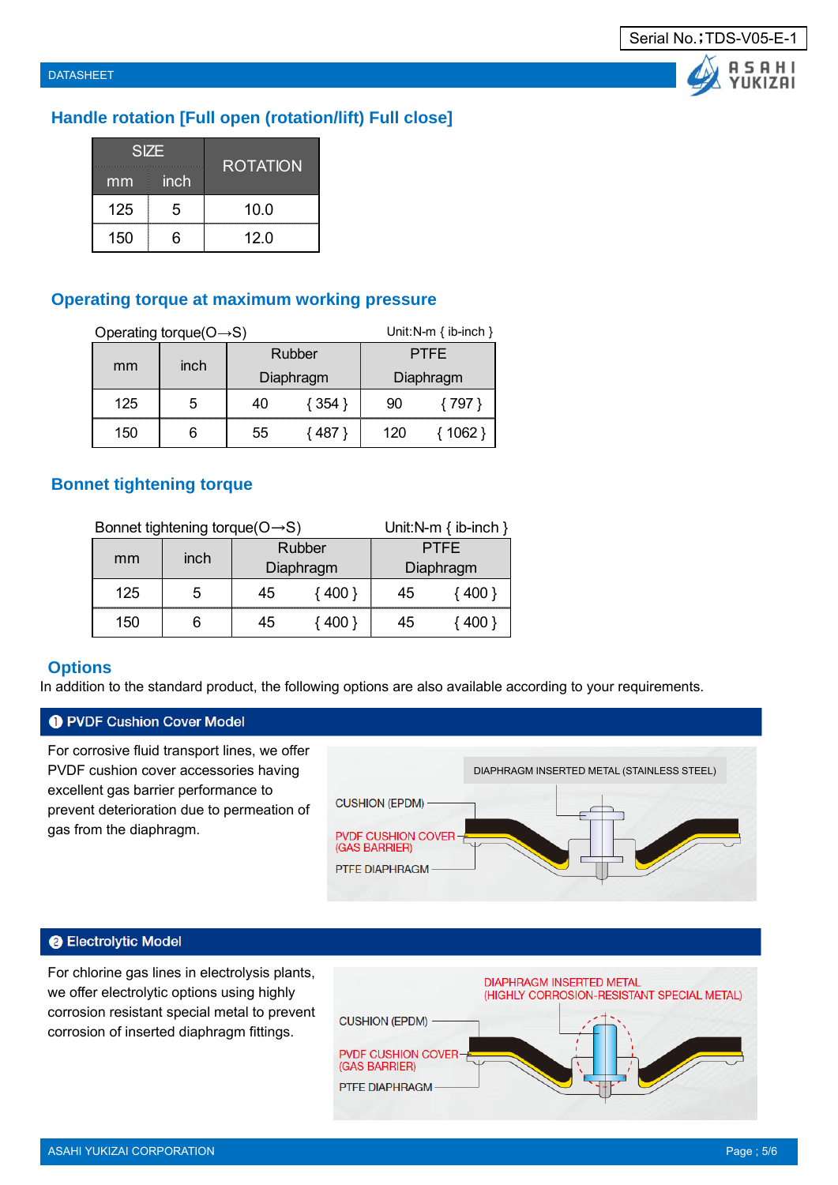## Handle rotation [Full open (rotation/lift) Full close]

| SIZE | | ROTATION |
|---|---|---|
| mm | inch | |
| 125 | 5 | 10.0 |
| 150 | 6 | 12.0 |

## Operating torque at maximum working pressure

Operating torque(O→S) Unit:N-m { ib-inch }

| mm | inch | Rubber Diaphragm | | PTFE Diaphragm | |
|---|---|---|---|---|---|
| 125 | 5 | 40 | { 354 } | 90 | { 797 } |
| 150 | 6 | 55 | { 487 } | 120 | { 1062 } |

## Bonnet tightening torque

Bonnet tightening torque(O→S) Unit:N-m { ib-inch }

| mm | inch | Rubber Diaphragm | | PTFE Diaphragm | |
|---|---|---|---|---|---|
| 125 | 5 | 45 | { 400 } | 45 | { 400 } |
| 150 | 6 | 45 | { 400 } | 45 | { 400 } |

## Options

In addition to the standard product, the following options are also available according to your requirements.

### ❶ PVDF Cushion Cover Model

For corrosive fluid transport lines, we offer PVDF cushion cover accessories having excellent gas barrier performance to prevent deterioration due to permeation of gas from the diaphragm.

DIAPHRAGM INSERTED METAL (STAINLESS STEEL)
CUSHION (EPDM)
PVDF CUSHION COVER (GAS BARRIER)
PTFE DIAPHRAGM

### ❷ Electrolytic Model

For chlorine gas lines in electrolysis plants, we offer electrolytic options using highly corrosion resistant special metal to prevent corrosion of inserted diaphragm fittings.

DIAPHRAGM INSERTED METAL (HIGHLY CORROSION-RESISTANT SPECIAL METAL)
CUSHION (EPDM)
PVDF CUSHION COVER (GAS BARRIER)
PTFE DIAPHRAGM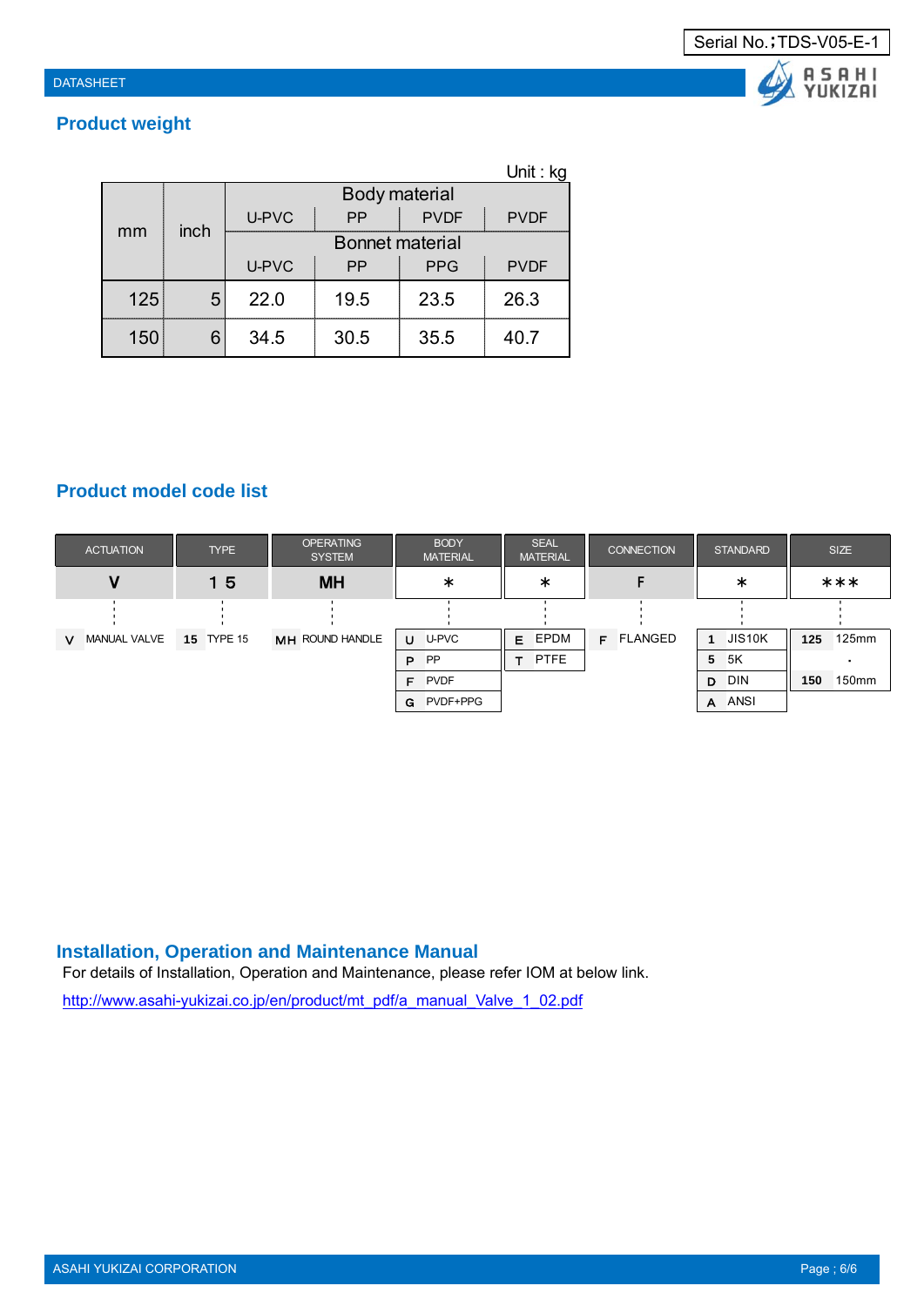## Product weight

Unit : kg

| mm | inch | Body material | | | |
|---|---|---|---|---|---|
| | | U-PVC | PP | PVDF | PVDF |
| | | Bonnet material | | | |
| | | U-PVC | PP | PPG | PVDF |
| 125 | 5 | 22.0 | 19.5 | 23.5 | 26.3 |
| 150 | 6 | 34.5 | 30.5 | 35.5 | 40.7 |

## Product model code list

| ACTUATION | TYPE | OPERATING SYSTEM | BODY MATERIAL | SEAL MATERIAL | CONNECTION | STANDARD | SIZE |
|---|---|---|---|---|---|---|---|
| V | 15 | MH | * | * | F | * | *** |
| V MANUAL VALVE | 15 TYPE 15 | MH ROUND HANDLE | U U-PVC | E EPDM | F FLANGED | 1 JIS10K | 125 125mm |
| | | | P PP | T PTFE | | 5 5K | · |
| | | | F PVDF | | | D DIN | 150 150mm |
| | | | G PVDF+PPG | | | A ANSI | |

## Installation, Operation and Maintenance Manual

For details of Installation, Operation and Maintenance, please refer IOM at below link.

http://www.asahi-yukizai.co.jp/en/product/mt_pdf/a_manual_Valve_1_02.pdf